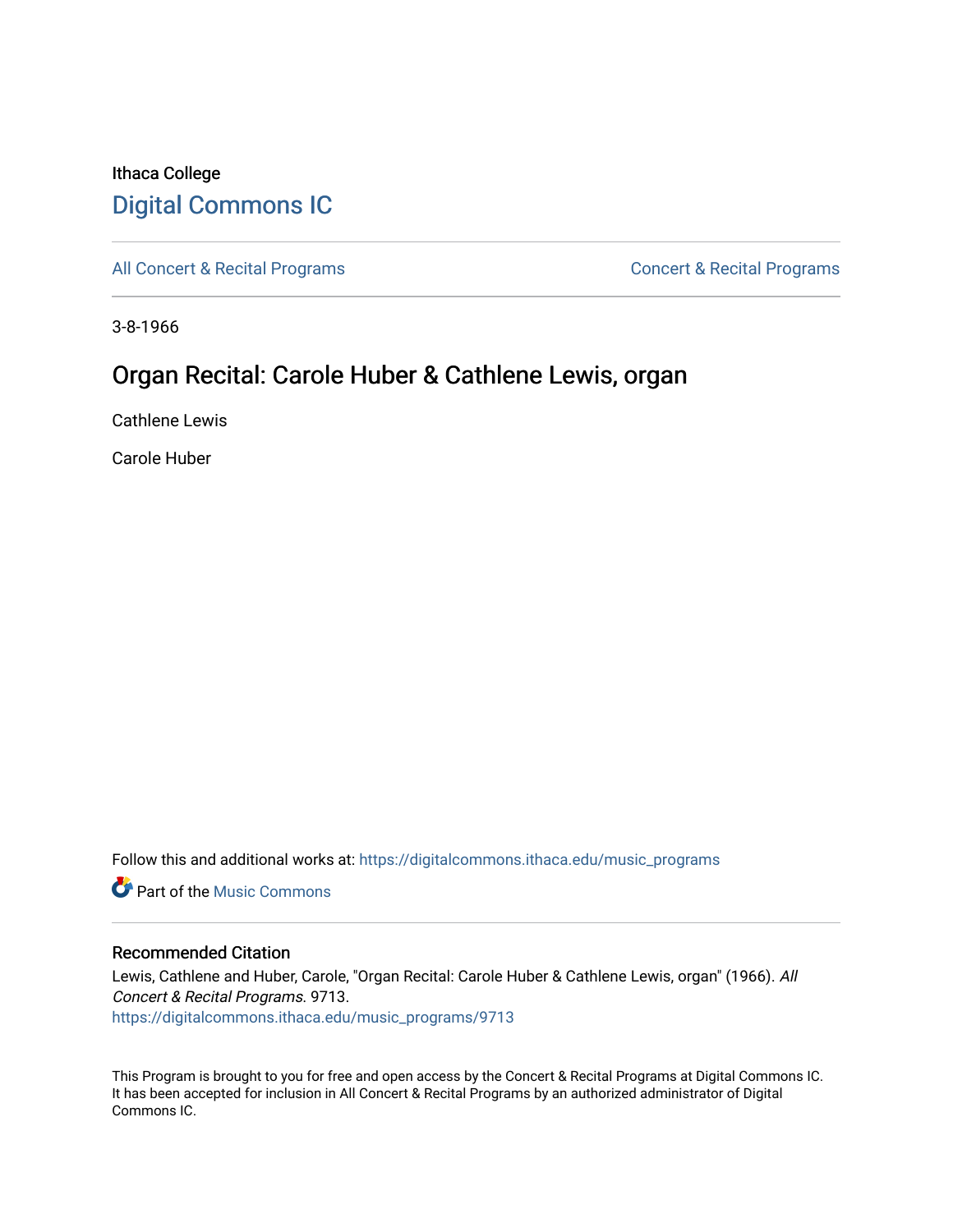Ithaca College

# Digital Commons IC

All Concert & Recital Programs | Concert & Recital Programs

3-8-1966

## Organ Recital: Carole Huber & Cathlene Lewis, organ

Cathlene Lewis

Carole Huber

Follow this and additional works at: https://digitalcommons.ithaca.edu/music_programs

Part of the Music Commons

### Recommended Citation

Lewis, Cathlene and Huber, Carole, "Organ Recital: Carole Huber & Cathlene Lewis, organ" (1966). *All Concert & Recital Programs*. 9713.
https://digitalcommons.ithaca.edu/music_programs/9713

This Program is brought to you for free and open access by the Concert & Recital Programs at Digital Commons IC. It has been accepted for inclusion in All Concert & Recital Programs by an authorized administrator of Digital Commons IC.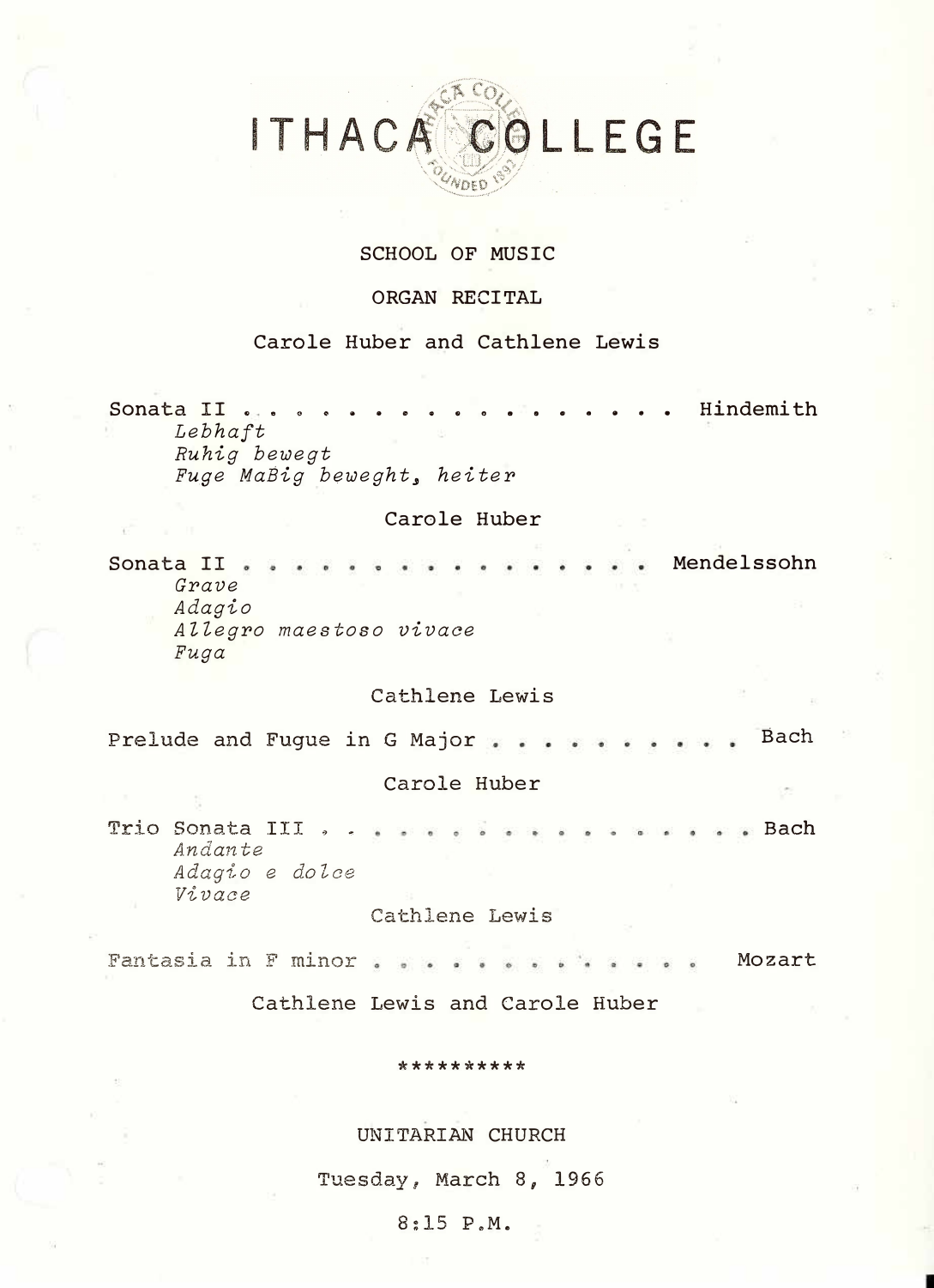# ITHACA COLLEGE

SCHOOL OF MUSIC

ORGAN RECITAL

Carole Huber and Cathlene Lewis

Sonata II . . . . . . . . . . . . . . . . . . Hindemith

*Lebhaft*
*Ruhig bewegt*
*Fuge MaBig beweght, heiter*

Carole Huber

Sonata II . . . . . . . . . . . . . . . . . Mendelssohn

*Grave*
*Adagio*
*Allegro maestoso vivace*
*Fuga*

Cathlene Lewis

Prelude and Fugue in G Major . . . . . . . . . . Bach

Carole Huber

Trio Sonata III . . . . . . . . . . . . . . . . . . Bach

*Andante*
*Adagio e dolce*
*Vivace*

Cathlene Lewis

Fantasia in F minor . . . . . . . . . . . . . . Mozart

Cathlene Lewis and Carole Huber

**********

UNITARIAN CHURCH

Tuesday, March 8, 1966

8:15 P.M.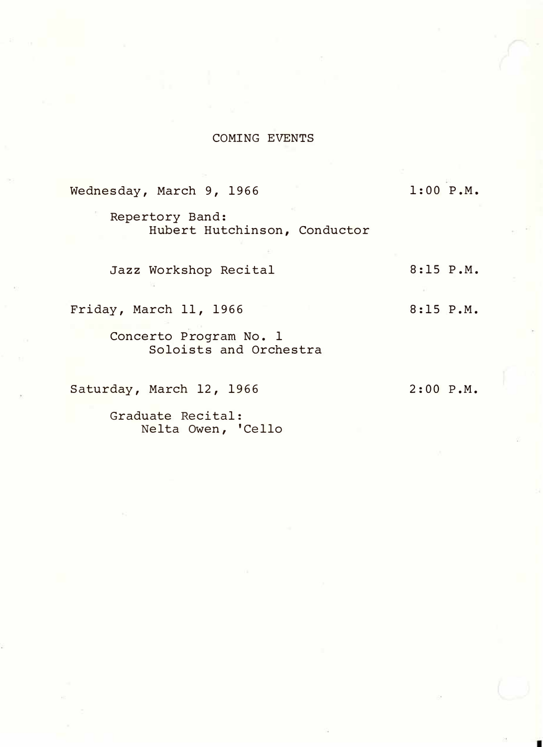# COMING EVENTS

Wednesday, March 9, 1966 — 1:00 P.M.

Repertory Band:
Hubert Hutchinson, Conductor

Jazz Workshop Recital — 8:15 P.M.

Friday, March 11, 1966 — 8:15 P.M.

Concerto Program No. 1
Soloists and Orchestra

Saturday, March 12, 1966 — 2:00 P.M.

Graduate Recital:
Nelta Owen, 'Cello